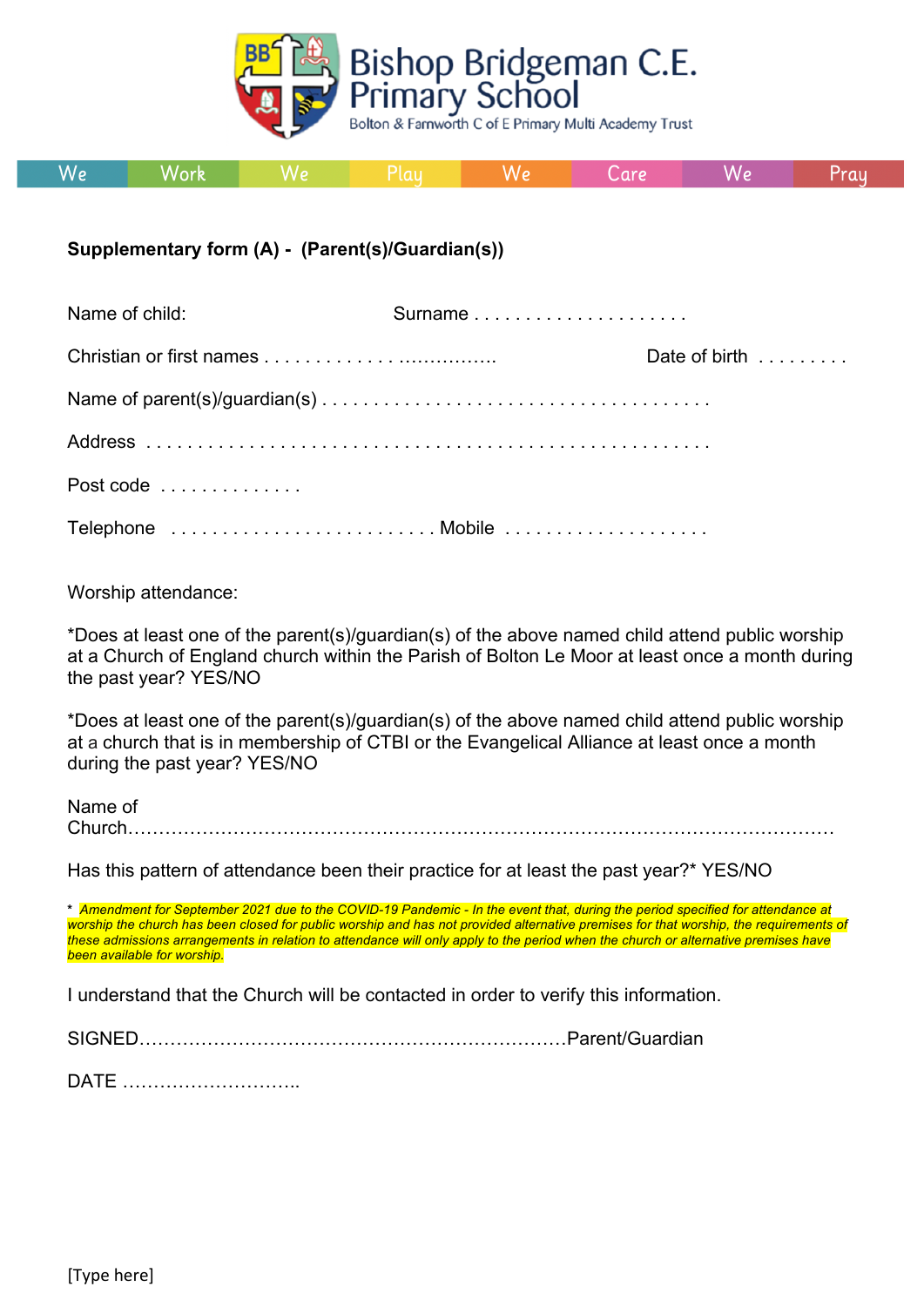# Bishop Bridgeman C.E. Primary School

Bolton & Farnworth C of E Primary Multi Academy Trust

We Work We Play We Care We Pray

**Supplementary form (A) - (Parent(s)/Guardian(s))**

Name of child: Surname . . . . . . . . . . . . . . . . . . . . .

Christian or first names . . . . . . . . . . . . . ................ Date of birth . . . . . . . . .

Name of parent(s)/guardian(s) . . . . . . . . . . . . . . . . . . . . . . . . . . . . . . . . . . . . .

Address . . . . . . . . . . . . . . . . . . . . . . . . . . . . . . . . . . . . . . . . . . . . . . . . . . . .

Post code . . . . . . . . . . . . . .

Telephone . . . . . . . . . . . . . . . . . . . . . . . . . . Mobile . . . . . . . . . . . . . . . . . . . .

Worship attendance:

*Does at least one of the parent(s)/guardian(s) of the above named child attend public worship at a Church of England church within the Parish of Bolton Le Moor at least once a month during the past year? YES/NO

*Does at least one of the parent(s)/guardian(s) of the above named child attend public worship at a church that is in membership of CTBI or the Evangelical Alliance at least once a month during the past year? YES/NO

Name of Church……………………………………………………………………………………………

Has this pattern of attendance been their practice for at least the past year?* YES/NO

* *Amendment for September 2021 due to the COVID-19 Pandemic - In the event that, during the period specified for attendance at worship the church has been closed for public worship and has not provided alternative premises for that worship, the requirements of these admissions arrangements in relation to attendance will only apply to the period when the church or alternative premises have been available for worship.*

I understand that the Church will be contacted in order to verify this information.

SIGNED……………………………………………………………Parent/Guardian

DATE ………………………..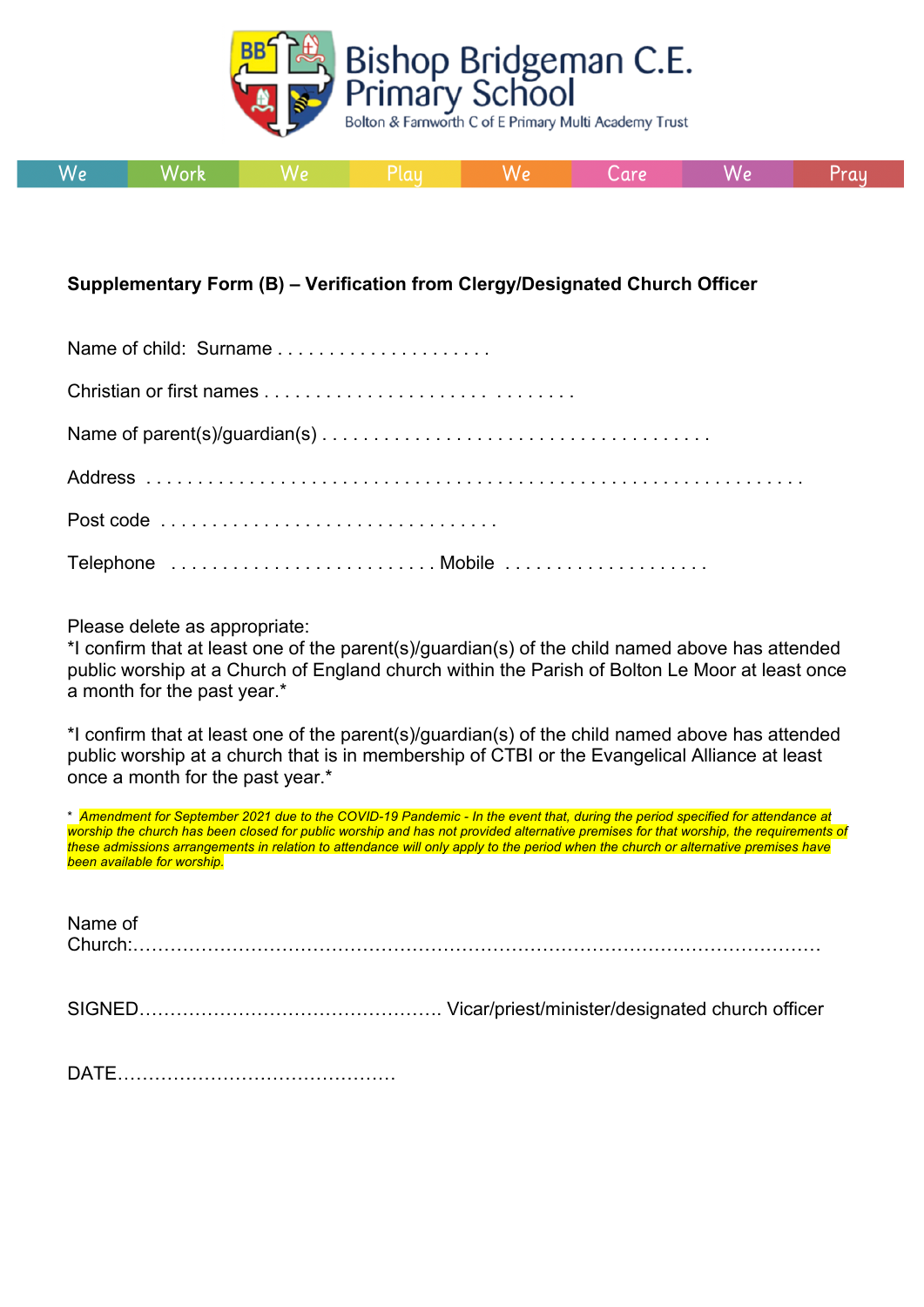Bishop Bridgeman C.E. Primary School

Bolton & Farnworth C of E Primary Multi Academy Trust

We | Work | We | Play | We | Care | We | Pray

**Supplementary Form (B) – Verification from Clergy/Designated Church Officer**

Name of child: Surname . . . . . . . . . . . . . . . . . . . . .

Christian or first names . . . . . . . . . . . . . . . . . . . . . . . . . . . . . . . . . .

Name of parent(s)/guardian(s) . . . . . . . . . . . . . . . . . . . . . . . . . . . . . . . . . . . . .

Address . . . . . . . . . . . . . . . . . . . . . . . . . . . . . . . . . . . . . . . . . . . . . . . . . . . . . . . . . . . . . .

Post code . . . . . . . . . . . . . . . . . . . . . . . . . . . . . . . . .

Telephone . . . . . . . . . . . . . . . . . . . . . . . . . . Mobile . . . . . . . . . . . . . . . . . . . .

Please delete as appropriate:
*I confirm that at least one of the parent(s)/guardian(s) of the child named above has attended public worship at a Church of England church within the Parish of Bolton Le Moor at least once a month for the past year.*

*I confirm that at least one of the parent(s)/guardian(s) of the child named above has attended public worship at a church that is in membership of CTBI or the Evangelical Alliance at least once a month for the past year.*

\* *Amendment for September 2021 due to the COVID-19 Pandemic - In the event that, during the period specified for attendance at worship the church has been closed for public worship and has not provided alternative premises for that worship, the requirements of these admissions arrangements in relation to attendance will only apply to the period when the church or alternative premises have been available for worship.*

Name of Church:……………………………………………………………………………………………

SIGNED…………………………………………. Vicar/priest/minister/designated church officer

DATE………………………………………